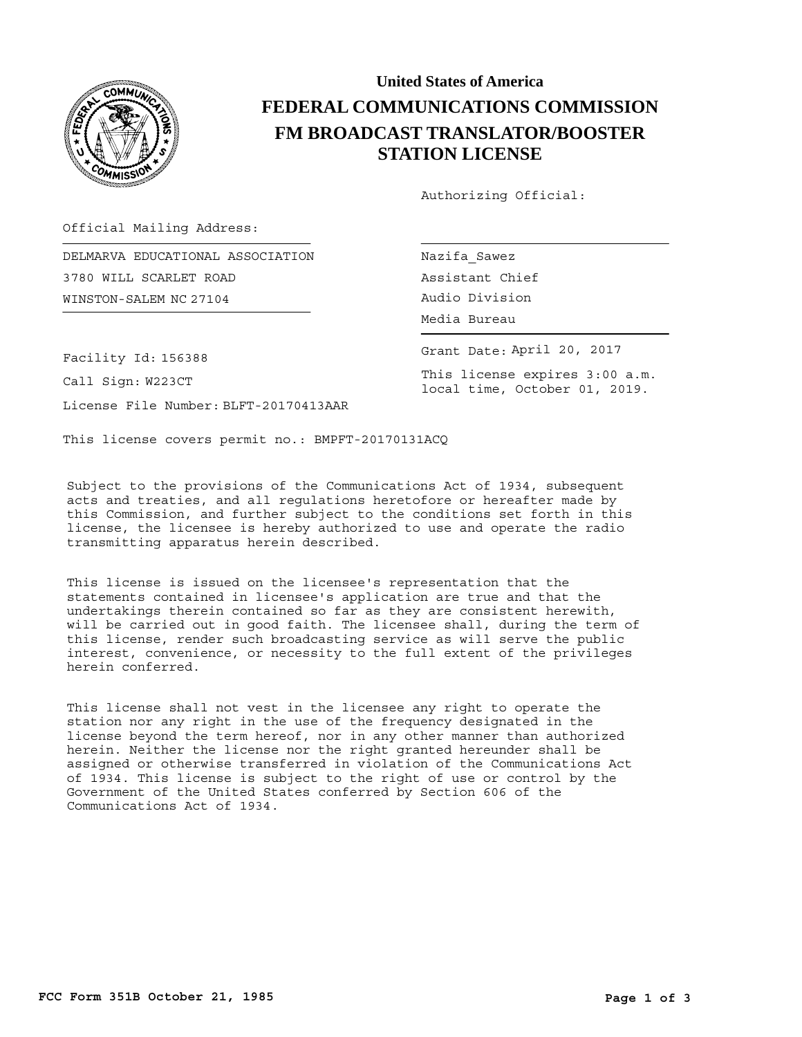# United States of America

# FEDERAL COMMUNICATIONS COMMISSION

# FM BROADCAST TRANSLATOR/BOOSTER STATION LICENSE

Authorizing Official:

Official Mailing Address:

DELMARVA EDUCATIONAL ASSOCIATION
3780 WILL SCARLET ROAD
WINSTON-SALEM NC 27104

Nazifa_Sawez
Assistant Chief
Audio Division
Media Bureau

Grant Date: April 20, 2017

This license expires 3:00 a.m. local time, October 01, 2019.

Facility Id: 156388

Call Sign: W223CT

License File Number: BLFT-20170413AAR

This license covers permit no.: BMPFT-20170131ACQ

Subject to the provisions of the Communications Act of 1934, subsequent acts and treaties, and all regulations heretofore or hereafter made by this Commission, and further subject to the conditions set forth in this license, the licensee is hereby authorized to use and operate the radio transmitting apparatus herein described.

This license is issued on the licensee's representation that the statements contained in licensee's application are true and that the undertakings therein contained so far as they are consistent herewith, will be carried out in good faith. The licensee shall, during the term of this license, render such broadcasting service as will serve the public interest, convenience, or necessity to the full extent of the privileges herein conferred.

This license shall not vest in the licensee any right to operate the station nor any right in the use of the frequency designated in the license beyond the term hereof, nor in any other manner than authorized herein. Neither the license nor the right granted hereunder shall be assigned or otherwise transferred in violation of the Communications Act of 1934. This license is subject to the right of use or control by the Government of the United States conferred by Section 606 of the Communications Act of 1934.

FCC Form 351B October 21, 1985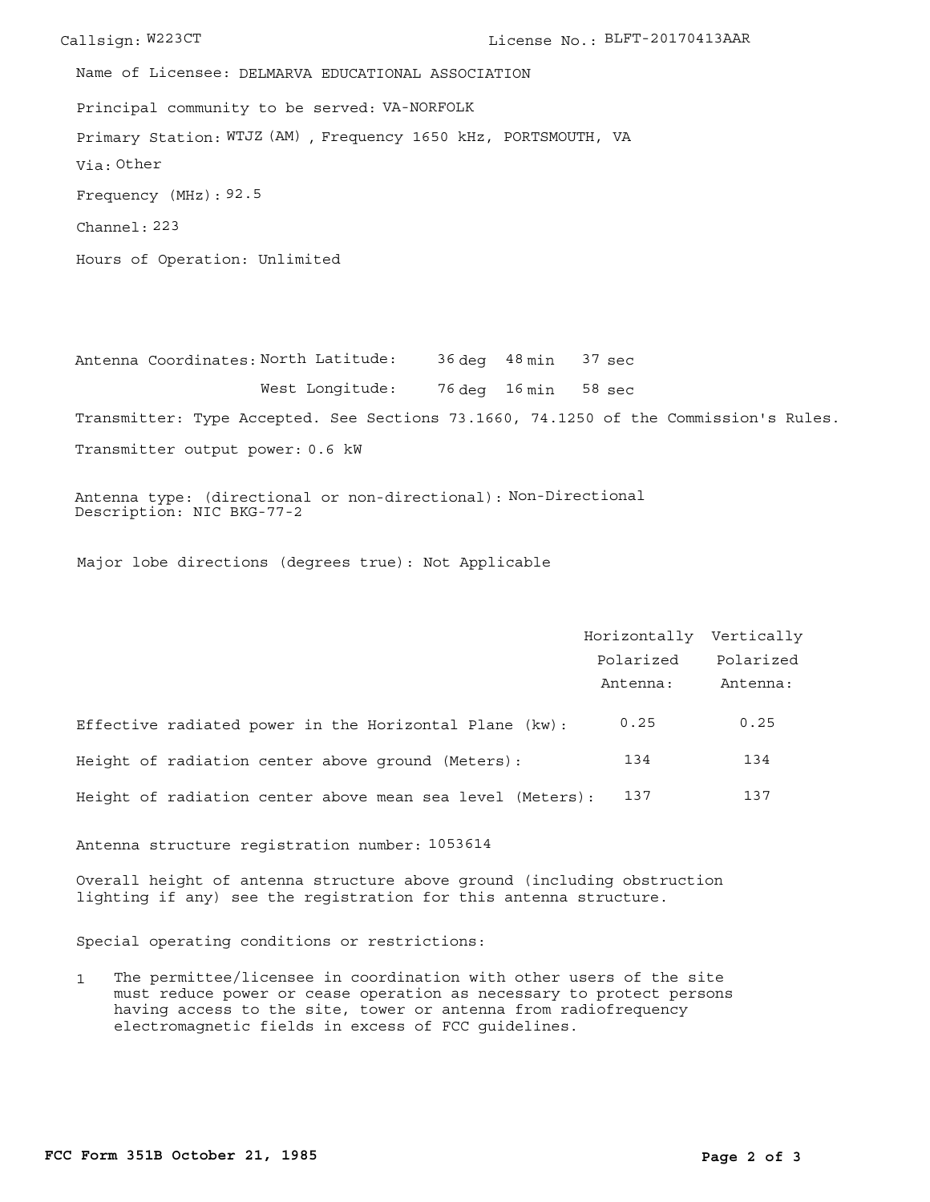Callsign: W223CT　　　　　　　　License No.: BLFT-20170413AAR

Name of Licensee: DELMARVA EDUCATIONAL ASSOCIATION

Principal community to be served: VA-NORFOLK

Primary Station: WTJZ (AM) , Frequency 1650 kHz, PORTSMOUTH, VA

Via: Other

Frequency (MHz): 92.5

Channel: 223

Hours of Operation: Unlimited

Antenna Coordinates: North Latitude: 36 deg 48 min 37 sec

West Longitude: 76 deg 16 min 58 sec

Transmitter: Type Accepted. See Sections 73.1660, 74.1250 of the Commission's Rules.

Transmitter output power: 0.6 kW

Antenna type: (directional or non-directional): Non-Directional
Description: NIC BKG-77-2

Major lobe directions (degrees true): Not Applicable

| | Horizontally Polarized Antenna: | Vertically Polarized Antenna: |
|---|---|---|
| Effective radiated power in the Horizontal Plane (kw): | 0.25 | 0.25 |
| Height of radiation center above ground (Meters): | 134 | 134 |
| Height of radiation center above mean sea level (Meters): | 137 | 137 |

Antenna structure registration number: 1053614

Overall height of antenna structure above ground (including obstruction lighting if any) see the registration for this antenna structure.

Special operating conditions or restrictions:

1 The permittee/licensee in coordination with other users of the site must reduce power or cease operation as necessary to protect persons having access to the site, tower or antenna from radiofrequency electromagnetic fields in excess of FCC guidelines.

**FCC Form 351B October 21, 1985**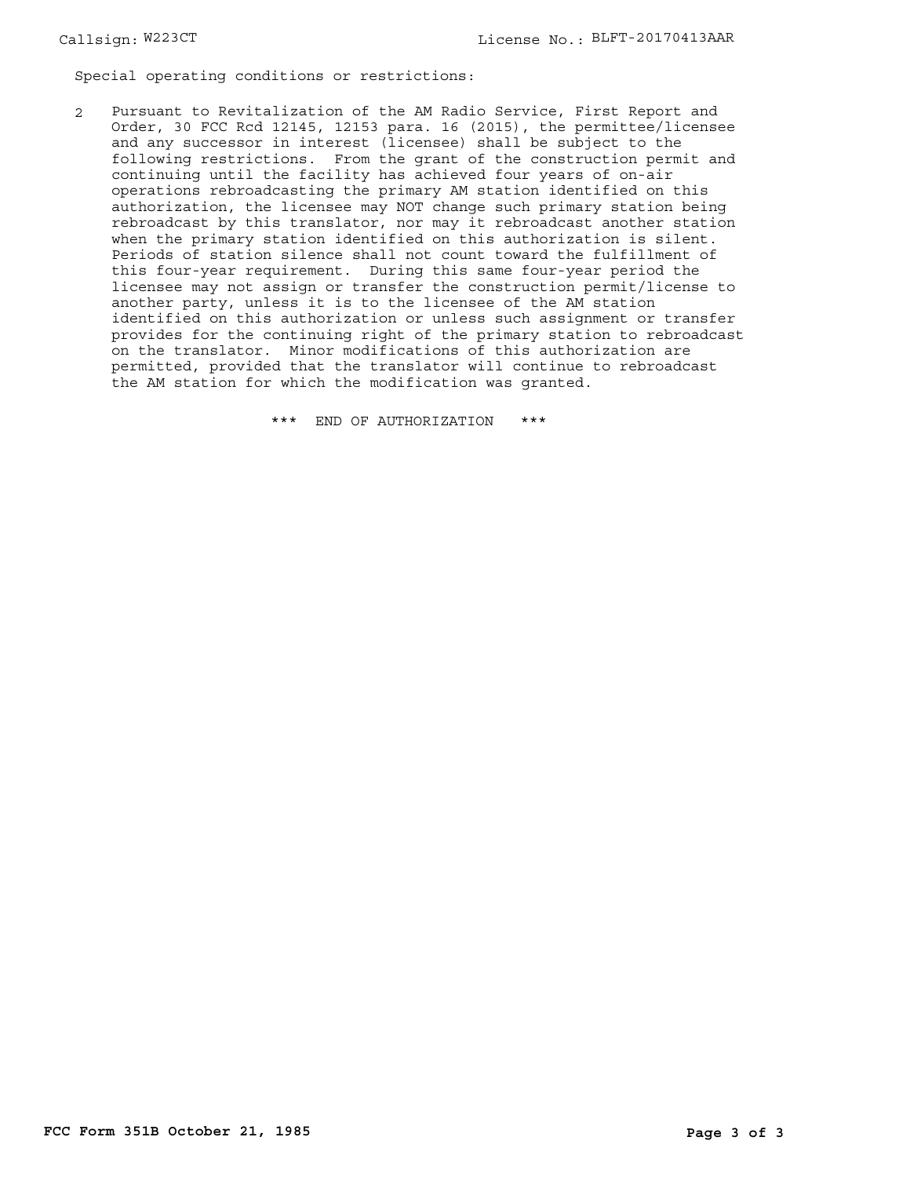Callsign: W223CT License No.: BLFT-20170413AAR

Special operating conditions or restrictions:

2 Pursuant to Revitalization of the AM Radio Service, First Report and Order, 30 FCC Rcd 12145, 12153 para. 16 (2015), the permittee/licensee and any successor in interest (licensee) shall be subject to the following restrictions. From the grant of the construction permit and continuing until the facility has achieved four years of on-air operations rebroadcasting the primary AM station identified on this authorization, the licensee may NOT change such primary station being rebroadcast by this translator, nor may it rebroadcast another station when the primary station identified on this authorization is silent. Periods of station silence shall not count toward the fulfillment of this four-year requirement. During this same four-year period the licensee may not assign or transfer the construction permit/license to another party, unless it is to the licensee of the AM station identified on this authorization or unless such assignment or transfer provides for the continuing right of the primary station to rebroadcast on the translator. Minor modifications of this authorization are permitted, provided that the translator will continue to rebroadcast the AM station for which the modification was granted.

\*\*\* END OF AUTHORIZATION \*\*\*

**FCC Form 351B October 21, 1985**